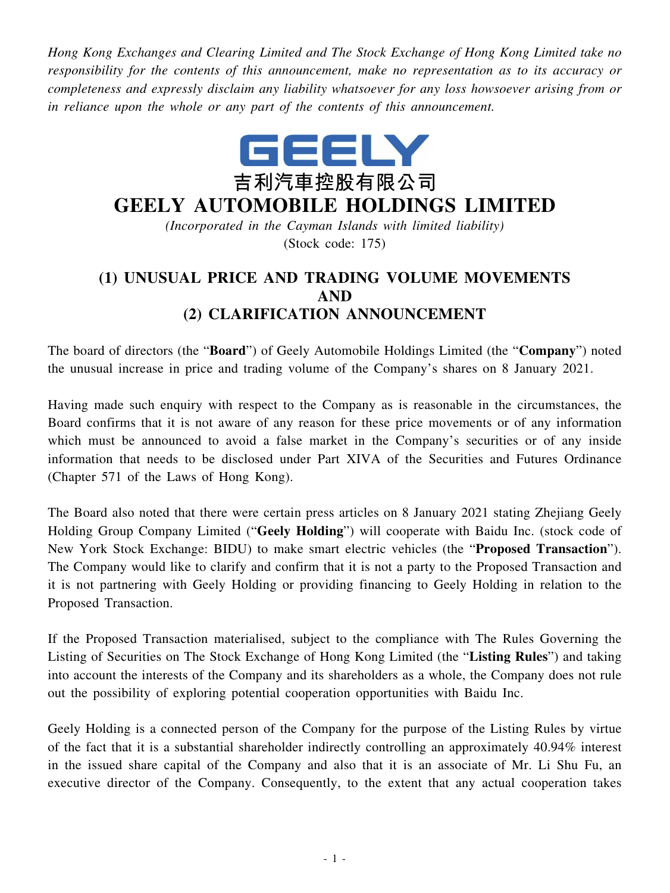*Hong Kong Exchanges and Clearing Limited and The Stock Exchange of Hong Kong Limited take no responsibility for the contents of this announcement, make no representation as to its accuracy or completeness and expressly disclaim any liability whatsoever for any loss howsoever arising from or in reliance upon the whole or any part of the contents of this announcement.*

GEELY

吉利汽車控股有限公司

# GEELY AUTOMOBILE HOLDINGS LIMITED

*(Incorporated in the Cayman Islands with limited liability)*
(Stock code: 175)

## (1) UNUSUAL PRICE AND TRADING VOLUME MOVEMENTS AND (2) CLARIFICATION ANNOUNCEMENT

The board of directors (the "**Board**") of Geely Automobile Holdings Limited (the "**Company**") noted the unusual increase in price and trading volume of the Company's shares on 8 January 2021.

Having made such enquiry with respect to the Company as is reasonable in the circumstances, the Board confirms that it is not aware of any reason for these price movements or of any information which must be announced to avoid a false market in the Company's securities or of any inside information that needs to be disclosed under Part XIVA of the Securities and Futures Ordinance (Chapter 571 of the Laws of Hong Kong).

The Board also noted that there were certain press articles on 8 January 2021 stating Zhejiang Geely Holding Group Company Limited ("**Geely Holding**") will cooperate with Baidu Inc. (stock code of New York Stock Exchange: BIDU) to make smart electric vehicles (the "**Proposed Transaction**"). The Company would like to clarify and confirm that it is not a party to the Proposed Transaction and it is not partnering with Geely Holding or providing financing to Geely Holding in relation to the Proposed Transaction.

If the Proposed Transaction materialised, subject to the compliance with The Rules Governing the Listing of Securities on The Stock Exchange of Hong Kong Limited (the "**Listing Rules**") and taking into account the interests of the Company and its shareholders as a whole, the Company does not rule out the possibility of exploring potential cooperation opportunities with Baidu Inc.

Geely Holding is a connected person of the Company for the purpose of the Listing Rules by virtue of the fact that it is a substantial shareholder indirectly controlling an approximately 40.94% interest in the issued share capital of the Company and also that it is an associate of Mr. Li Shu Fu, an executive director of the Company. Consequently, to the extent that any actual cooperation takes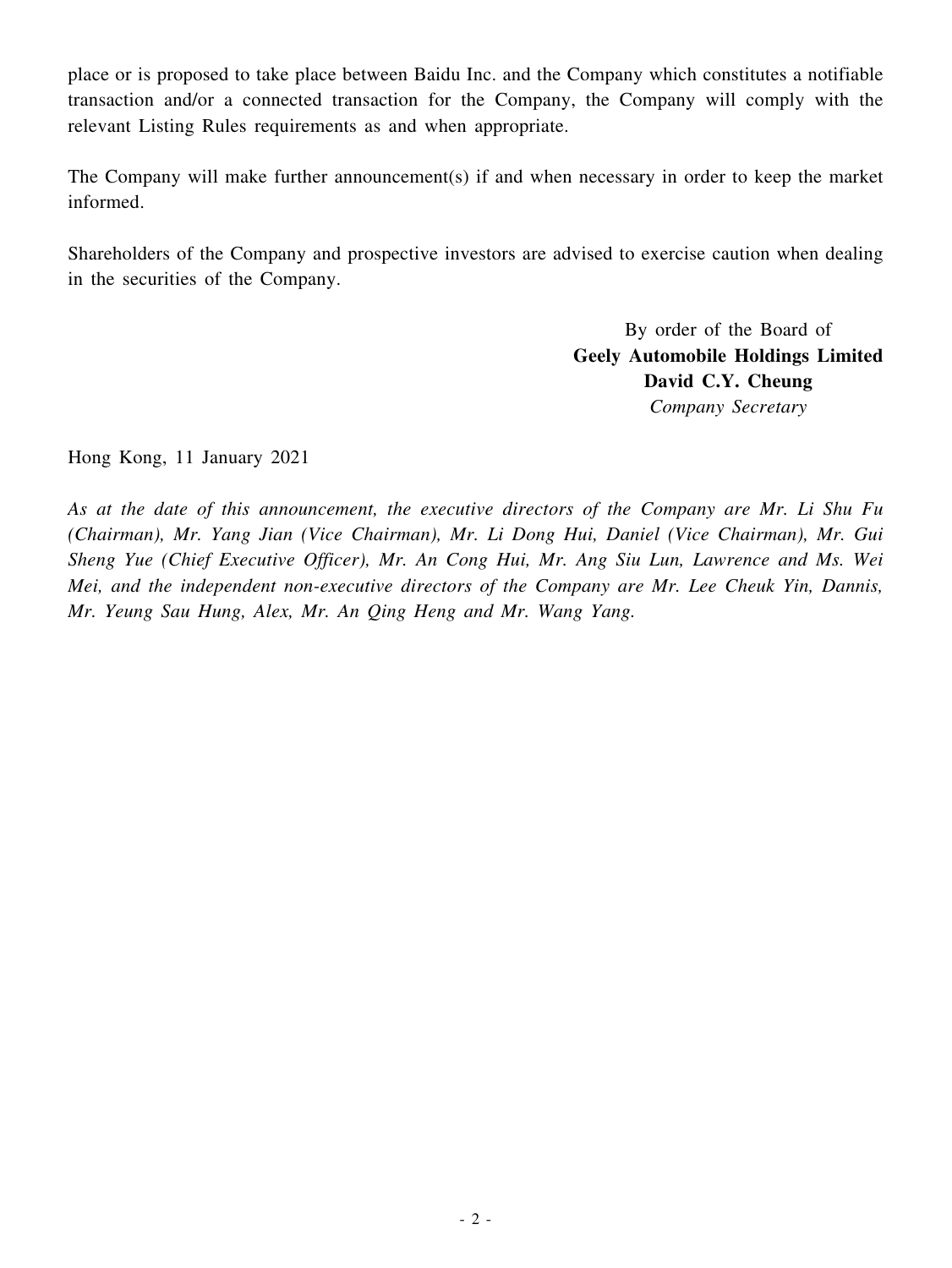place or is proposed to take place between Baidu Inc. and the Company which constitutes a notifiable transaction and/or a connected transaction for the Company, the Company will comply with the relevant Listing Rules requirements as and when appropriate.

The Company will make further announcement(s) if and when necessary in order to keep the market informed.

Shareholders of the Company and prospective investors are advised to exercise caution when dealing in the securities of the Company.

By order of the Board of
**Geely Automobile Holdings Limited**
**David C.Y. Cheung**
*Company Secretary*

Hong Kong, 11 January 2021

*As at the date of this announcement, the executive directors of the Company are Mr. Li Shu Fu (Chairman), Mr. Yang Jian (Vice Chairman), Mr. Li Dong Hui, Daniel (Vice Chairman), Mr. Gui Sheng Yue (Chief Executive Officer), Mr. An Cong Hui, Mr. Ang Siu Lun, Lawrence and Ms. Wei Mei, and the independent non-executive directors of the Company are Mr. Lee Cheuk Yin, Dannis, Mr. Yeung Sau Hung, Alex, Mr. An Qing Heng and Mr. Wang Yang.*